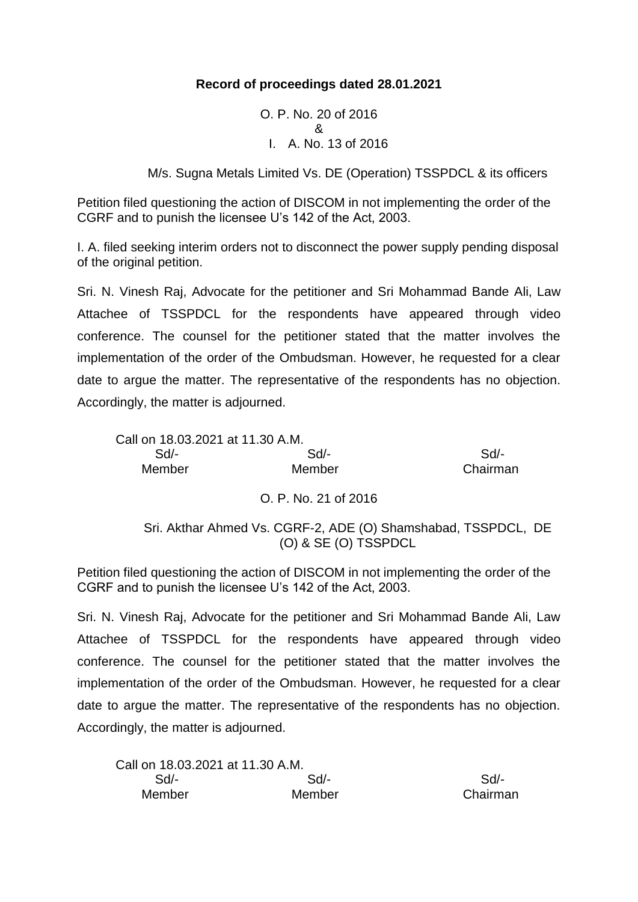**Record of proceedings dated 28.01.2021**

O. P. No. 20 of 2016
&
I. A. No. 13 of 2016

M/s. Sugna Metals Limited Vs. DE (Operation) TSSPDCL & its officers

Petition filed questioning the action of DISCOM in not implementing the order of the CGRF and to punish the licensee U's 142 of the Act, 2003.

I. A. filed seeking interim orders not to disconnect the power supply pending disposal of the original petition.

Sri. N. Vinesh Raj, Advocate for the petitioner and Sri Mohammad Bande Ali, Law Attachee of TSSPDCL for the respondents have appeared through video conference. The counsel for the petitioner stated that the matter involves the implementation of the order of the Ombudsman. However, he requested for a clear date to argue the matter. The representative of the respondents has no objection. Accordingly, the matter is adjourned.

Call on 18.03.2021 at 11.30 A.M.

| Sd/- | Sd/- | Sd/- |
|---|---|---|
| Member | Member | Chairman |

O. P. No. 21 of 2016

Sri. Akthar Ahmed Vs. CGRF-2, ADE (O) Shamshabad, TSSPDCL, DE (O) & SE (O) TSSPDCL

Petition filed questioning the action of DISCOM in not implementing the order of the CGRF and to punish the licensee U's 142 of the Act, 2003.

Sri. N. Vinesh Raj, Advocate for the petitioner and Sri Mohammad Bande Ali, Law Attachee of TSSPDCL for the respondents have appeared through video conference. The counsel for the petitioner stated that the matter involves the implementation of the order of the Ombudsman. However, he requested for a clear date to argue the matter. The representative of the respondents has no objection. Accordingly, the matter is adjourned.

Call on 18.03.2021 at 11.30 A.M.

| Sd/- | Sd/- | Sd/- |
|---|---|---|
| Member | Member | Chairman |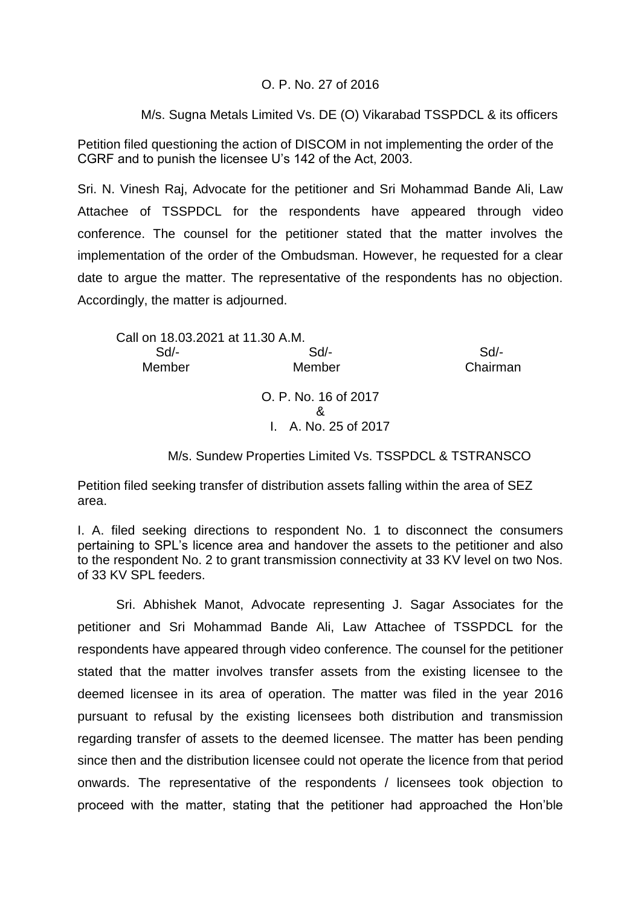O. P. No. 27 of 2016

M/s. Sugna Metals Limited Vs. DE (O) Vikarabad TSSPDCL & its officers

Petition filed questioning the action of DISCOM in not implementing the order of the CGRF and to punish the licensee U's 142 of the Act, 2003.

Sri. N. Vinesh Raj, Advocate for the petitioner and Sri Mohammad Bande Ali, Law Attachee of TSSPDCL for the respondents have appeared through video conference. The counsel for the petitioner stated that the matter involves the implementation of the order of the Ombudsman. However, he requested for a clear date to argue the matter. The representative of the respondents has no objection. Accordingly, the matter is adjourned.

Call on 18.03.2021 at 11.30 A.M.

| Sd/- | Sd/- | Sd/- |
|---|---|---|
| Member | Member | Chairman |

O. P. No. 16 of 2017
&
I. A. No. 25 of 2017

M/s. Sundew Properties Limited Vs. TSSPDCL & TSTRANSCO

Petition filed seeking transfer of distribution assets falling within the area of SEZ area.

I. A. filed seeking directions to respondent No. 1 to disconnect the consumers pertaining to SPL's licence area and handover the assets to the petitioner and also to the respondent No. 2 to grant transmission connectivity at 33 KV level on two Nos. of 33 KV SPL feeders.

Sri. Abhishek Manot, Advocate representing J. Sagar Associates for the petitioner and Sri Mohammad Bande Ali, Law Attachee of TSSPDCL for the respondents have appeared through video conference. The counsel for the petitioner stated that the matter involves transfer assets from the existing licensee to the deemed licensee in its area of operation. The matter was filed in the year 2016 pursuant to refusal by the existing licensees both distribution and transmission regarding transfer of assets to the deemed licensee. The matter has been pending since then and the distribution licensee could not operate the licence from that period onwards. The representative of the respondents / licensees took objection to proceed with the matter, stating that the petitioner had approached the Hon'ble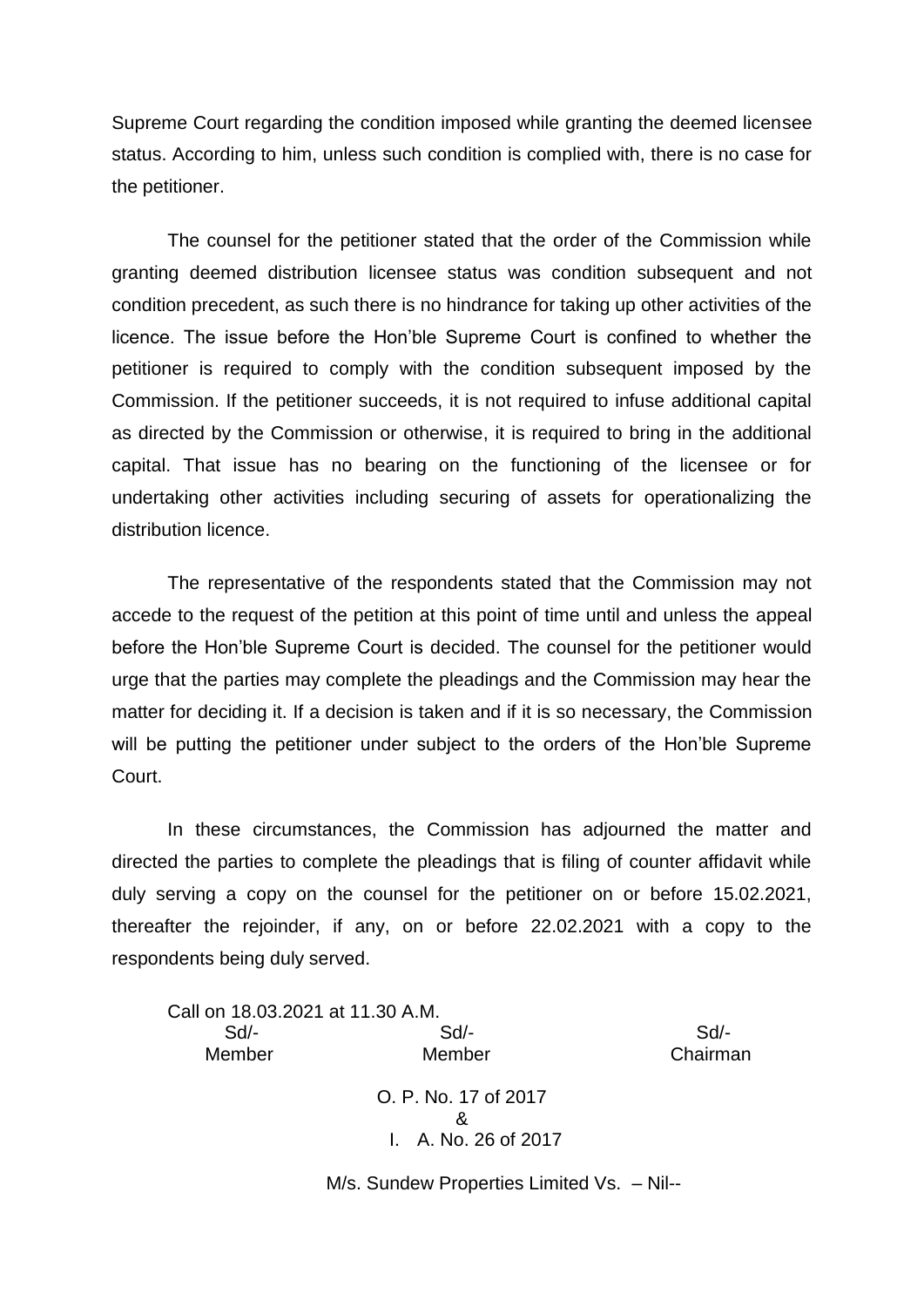Supreme Court regarding the condition imposed while granting the deemed licensee status. According to him, unless such condition is complied with, there is no case for the petitioner.

The counsel for the petitioner stated that the order of the Commission while granting deemed distribution licensee status was condition subsequent and not condition precedent, as such there is no hindrance for taking up other activities of the licence. The issue before the Hon'ble Supreme Court is confined to whether the petitioner is required to comply with the condition subsequent imposed by the Commission. If the petitioner succeeds, it is not required to infuse additional capital as directed by the Commission or otherwise, it is required to bring in the additional capital. That issue has no bearing on the functioning of the licensee or for undertaking other activities including securing of assets for operationalizing the distribution licence.

The representative of the respondents stated that the Commission may not accede to the request of the petition at this point of time until and unless the appeal before the Hon'ble Supreme Court is decided. The counsel for the petitioner would urge that the parties may complete the pleadings and the Commission may hear the matter for deciding it. If a decision is taken and if it is so necessary, the Commission will be putting the petitioner under subject to the orders of the Hon'ble Supreme Court.

In these circumstances, the Commission has adjourned the matter and directed the parties to complete the pleadings that is filing of counter affidavit while duly serving a copy on the counsel for the petitioner on or before 15.02.2021, thereafter the rejoinder, if any, on or before 22.02.2021 with a copy to the respondents being duly served.

Call on 18.03.2021 at 11.30 A.M.

| Sd/- | Sd/- | Sd/- |
|---|---|---|
| Member | Member | Chairman |

O. P. No. 17 of 2017
&
I. A. No. 26 of 2017

M/s. Sundew Properties Limited Vs. – Nil--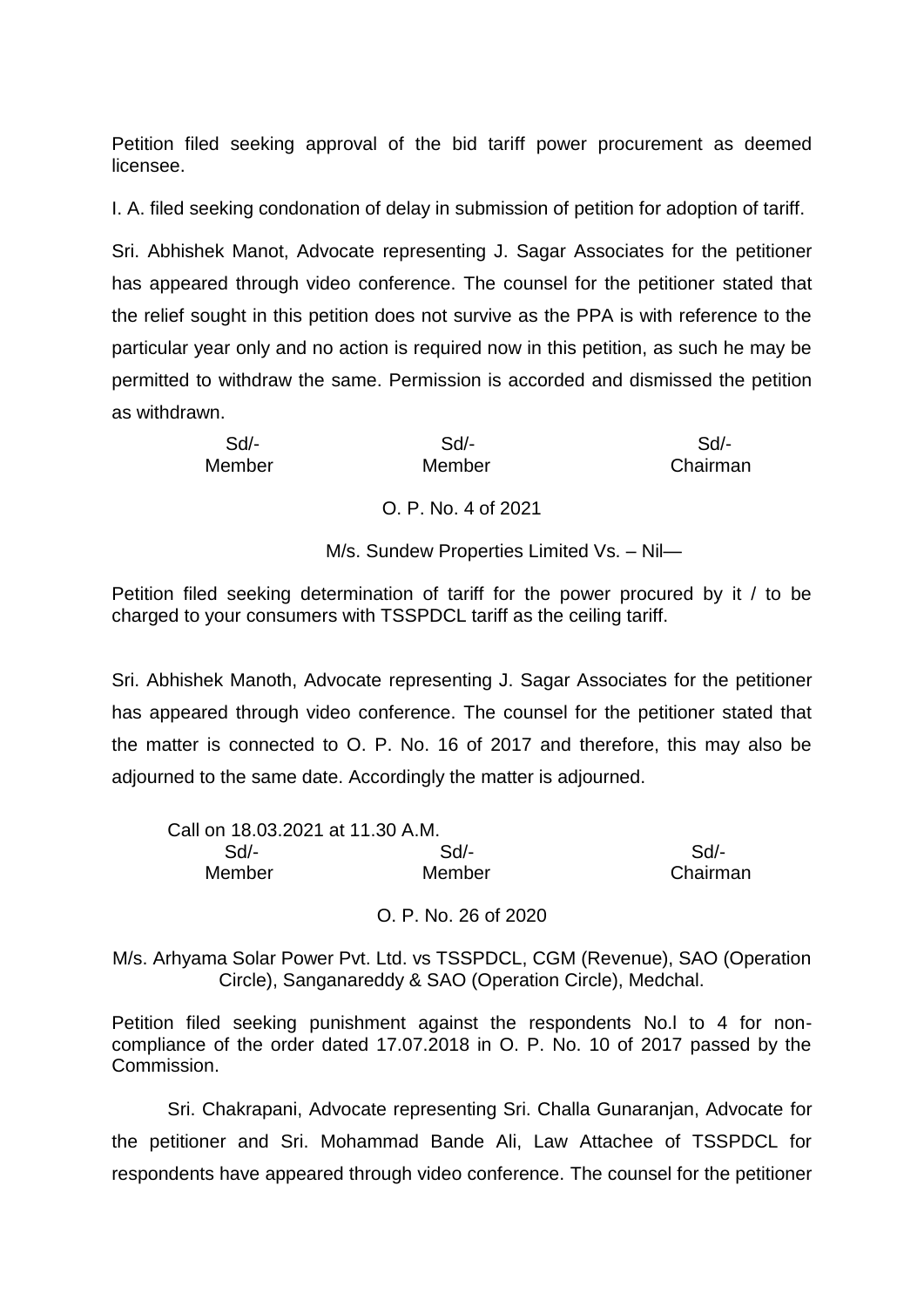Petition filed seeking approval of the bid tariff power procurement as deemed licensee.

I. A. filed seeking condonation of delay in submission of petition for adoption of tariff.

Sri. Abhishek Manot, Advocate representing J. Sagar Associates for the petitioner has appeared through video conference. The counsel for the petitioner stated that the relief sought in this petition does not survive as the PPA is with reference to the particular year only and no action is required now in this petition, as such he may be permitted to withdraw the same. Permission is accorded and dismissed the petition as withdrawn.

| Sd/- | Sd/- | Sd/- |
|---|---|---|
| Member | Member | Chairman |

O. P. No. 4 of 2021

M/s. Sundew Properties Limited Vs. – Nil—

Petition filed seeking determination of tariff for the power procured by it / to be charged to your consumers with TSSPDCL tariff as the ceiling tariff.

Sri. Abhishek Manoth, Advocate representing J. Sagar Associates for the petitioner has appeared through video conference. The counsel for the petitioner stated that the matter is connected to O. P. No. 16 of 2017 and therefore, this may also be adjourned to the same date. Accordingly the matter is adjourned.

Call on 18.03.2021 at 11.30 A.M.

| Sd/- | Sd/- | Sd/- |
|---|---|---|
| Member | Member | Chairman |

O. P. No. 26 of 2020

M/s. Arhyama Solar Power Pvt. Ltd. vs TSSPDCL, CGM (Revenue), SAO (Operation Circle), Sanganareddy & SAO (Operation Circle), Medchal.

Petition filed seeking punishment against the respondents No.l to 4 for non-compliance of the order dated 17.07.2018 in O. P. No. 10 of 2017 passed by the Commission.

Sri. Chakrapani, Advocate representing Sri. Challa Gunaranjan, Advocate for the petitioner and Sri. Mohammad Bande Ali, Law Attachee of TSSPDCL for respondents have appeared through video conference. The counsel for the petitioner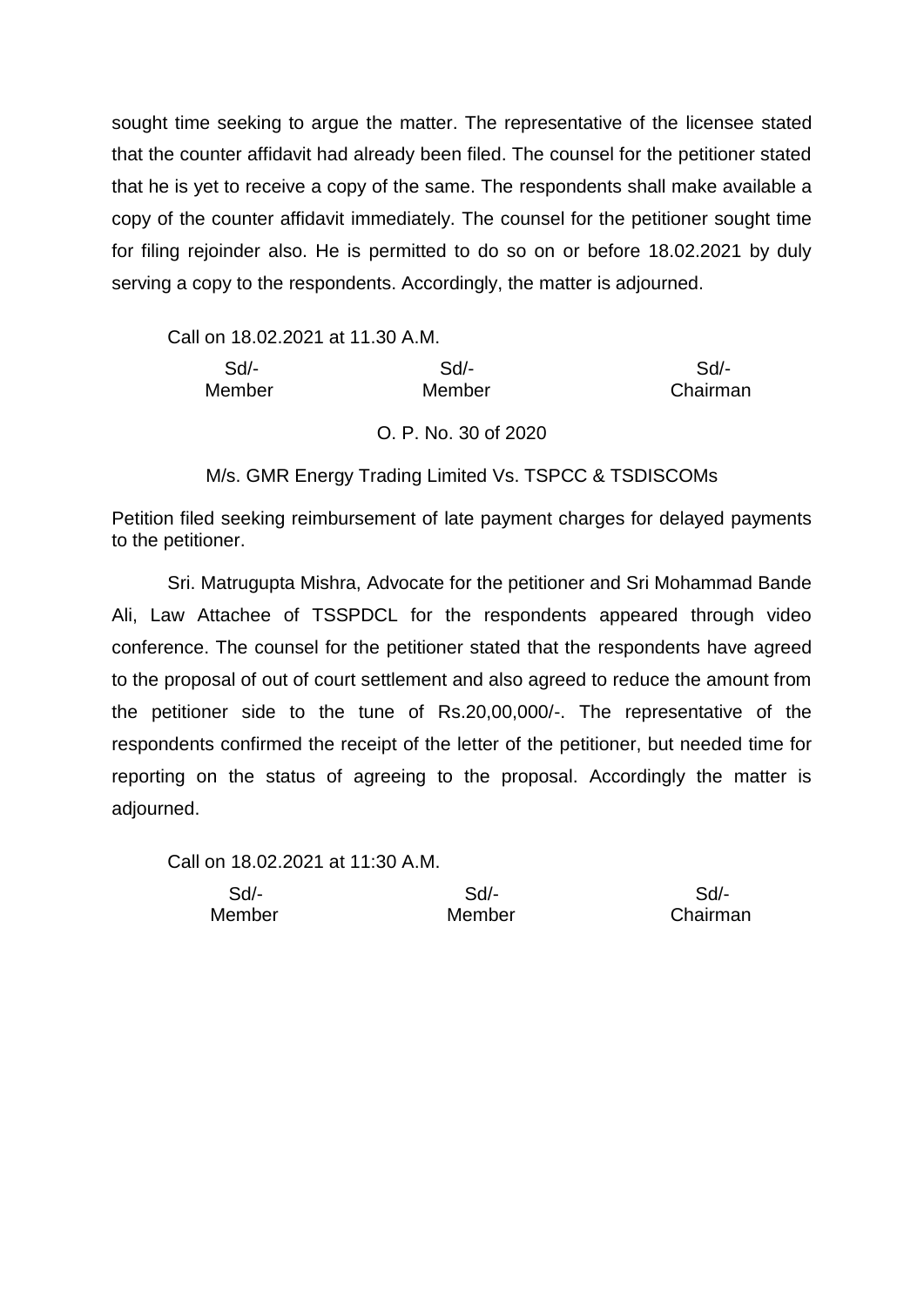sought time seeking to argue the matter. The representative of the licensee stated that the counter affidavit had already been filed. The counsel for the petitioner stated that he is yet to receive a copy of the same. The respondents shall make available a copy of the counter affidavit immediately. The counsel for the petitioner sought time for filing rejoinder also. He is permitted to do so on or before 18.02.2021 by duly serving a copy to the respondents. Accordingly, the matter is adjourned.

Call on 18.02.2021 at 11.30 A.M.

| | | |
|---|---|---|
| Sd/- | Sd/- | Sd/- |
| Member | Member | Chairman |

O. P. No. 30 of 2020

M/s. GMR Energy Trading Limited Vs. TSPCC & TSDISCOMs

Petition filed seeking reimbursement of late payment charges for delayed payments to the petitioner.

Sri. Matrugupta Mishra, Advocate for the petitioner and Sri Mohammad Bande Ali, Law Attachee of TSSPDCL for the respondents appeared through video conference. The counsel for the petitioner stated that the respondents have agreed to the proposal of out of court settlement and also agreed to reduce the amount from the petitioner side to the tune of Rs.20,00,000/-. The representative of the respondents confirmed the receipt of the letter of the petitioner, but needed time for reporting on the status of agreeing to the proposal. Accordingly the matter is adjourned.

Call on 18.02.2021 at 11:30 A.M.

| | | |
|---|---|---|
| Sd/- | Sd/- | Sd/- |
| Member | Member | Chairman |